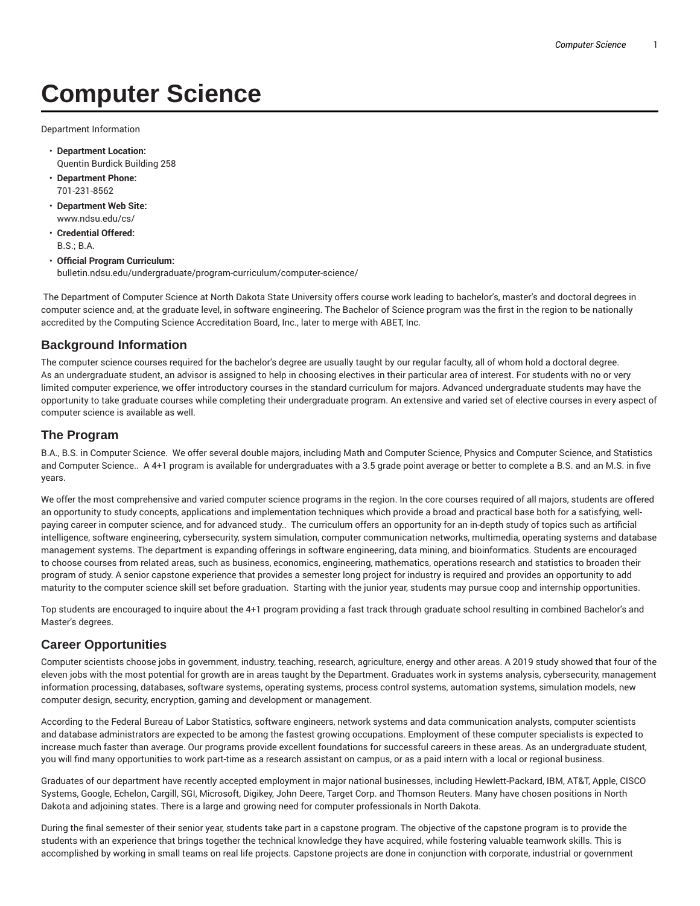# Computer Science

Department Information

- **Department Location:**
  Quentin Burdick Building 258
- **Department Phone:**
  701-231-8562
- **Department Web Site:**
  www.ndsu.edu/cs/
- **Credential Offered:**
  B.S.; B.A.
- **Official Program Curriculum:**
  bulletin.ndsu.edu/undergraduate/program-curriculum/computer-science/

The Department of Computer Science at North Dakota State University offers course work leading to bachelor's, master's and doctoral degrees in computer science and, at the graduate level, in software engineering. The Bachelor of Science program was the first in the region to be nationally accredited by the Computing Science Accreditation Board, Inc., later to merge with ABET, Inc.

## Background Information

The computer science courses required for the bachelor's degree are usually taught by our regular faculty, all of whom hold a doctoral degree. As an undergraduate student, an advisor is assigned to help in choosing electives in their particular area of interest. For students with no or very limited computer experience, we offer introductory courses in the standard curriculum for majors. Advanced undergraduate students may have the opportunity to take graduate courses while completing their undergraduate program. An extensive and varied set of elective courses in every aspect of computer science is available as well.

## The Program

B.A., B.S. in Computer Science. We offer several double majors, including Math and Computer Science, Physics and Computer Science, and Statistics and Computer Science.. A 4+1 program is available for undergraduates with a 3.5 grade point average or better to complete a B.S. and an M.S. in five years.

We offer the most comprehensive and varied computer science programs in the region. In the core courses required of all majors, students are offered an opportunity to study concepts, applications and implementation techniques which provide a broad and practical base both for a satisfying, well-paying career in computer science, and for advanced study.. The curriculum offers an opportunity for an in-depth study of topics such as artificial intelligence, software engineering, cybersecurity, system simulation, computer communication networks, multimedia, operating systems and database management systems. The department is expanding offerings in software engineering, data mining, and bioinformatics. Students are encouraged to choose courses from related areas, such as business, economics, engineering, mathematics, operations research and statistics to broaden their program of study. A senior capstone experience that provides a semester long project for industry is required and provides an opportunity to add maturity to the computer science skill set before graduation. Starting with the junior year, students may pursue coop and internship opportunities.

Top students are encouraged to inquire about the 4+1 program providing a fast track through graduate school resulting in combined Bachelor's and Master's degrees.

## Career Opportunities

Computer scientists choose jobs in government, industry, teaching, research, agriculture, energy and other areas. A 2019 study showed that four of the eleven jobs with the most potential for growth are in areas taught by the Department. Graduates work in systems analysis, cybersecurity, management information processing, databases, software systems, operating systems, process control systems, automation systems, simulation models, new computer design, security, encryption, gaming and development or management.

According to the Federal Bureau of Labor Statistics, software engineers, network systems and data communication analysts, computer scientists and database administrators are expected to be among the fastest growing occupations. Employment of these computer specialists is expected to increase much faster than average. Our programs provide excellent foundations for successful careers in these areas. As an undergraduate student, you will find many opportunities to work part-time as a research assistant on campus, or as a paid intern with a local or regional business.

Graduates of our department have recently accepted employment in major national businesses, including Hewlett-Packard, IBM, AT&T, Apple, CISCO Systems, Google, Echelon, Cargill, SGI, Microsoft, Digikey, John Deere, Target Corp. and Thomson Reuters. Many have chosen positions in North Dakota and adjoining states. There is a large and growing need for computer professionals in North Dakota.

During the final semester of their senior year, students take part in a capstone program. The objective of the capstone program is to provide the students with an experience that brings together the technical knowledge they have acquired, while fostering valuable teamwork skills. This is accomplished by working in small teams on real life projects. Capstone projects are done in conjunction with corporate, industrial or government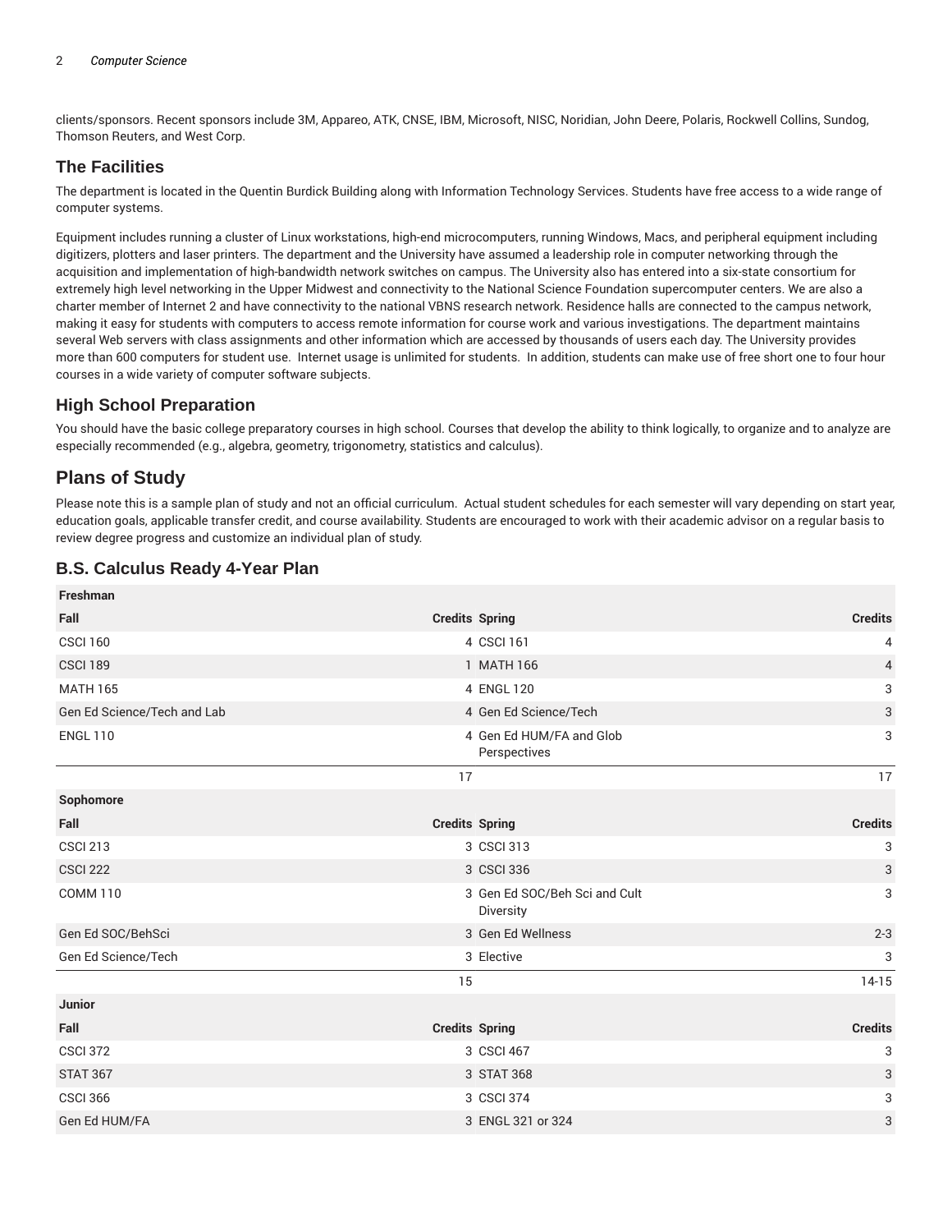clients/sponsors. Recent sponsors include 3M, Appareo, ATK, CNSE, IBM, Microsoft, NISC, Noridian, John Deere, Polaris, Rockwell Collins, Sundog, Thomson Reuters, and West Corp.

## The Facilities

The department is located in the Quentin Burdick Building along with Information Technology Services. Students have free access to a wide range of computer systems.

Equipment includes running a cluster of Linux workstations, high-end microcomputers, running Windows, Macs, and peripheral equipment including digitizers, plotters and laser printers. The department and the University have assumed a leadership role in computer networking through the acquisition and implementation of high-bandwidth network switches on campus. The University also has entered into a six-state consortium for extremely high level networking in the Upper Midwest and connectivity to the National Science Foundation supercomputer centers. We are also a charter member of Internet 2 and have connectivity to the national VBNS research network. Residence halls are connected to the campus network, making it easy for students with computers to access remote information for course work and various investigations. The department maintains several Web servers with class assignments and other information which are accessed by thousands of users each day. The University provides more than 600 computers for student use. Internet usage is unlimited for students. In addition, students can make use of free short one to four hour courses in a wide variety of computer software subjects.

## High School Preparation

You should have the basic college preparatory courses in high school. Courses that develop the ability to think logically, to organize and to analyze are especially recommended (e.g., algebra, geometry, trigonometry, statistics and calculus).

# Plans of Study

Please note this is a sample plan of study and not an official curriculum. Actual student schedules for each semester will vary depending on start year, education goals, applicable transfer credit, and course availability. Students are encouraged to work with their academic advisor on a regular basis to review degree progress and customize an individual plan of study.

## B.S. Calculus Ready 4-Year Plan

| Freshman | | | |
|---|---|---|---|
| **Fall** | **Credits** | **Spring** | **Credits** |
| CSCI 160 | 4 | CSCI 161 | 4 |
| CSCI 189 | 1 | MATH 166 | 4 |
| MATH 165 | 4 | ENGL 120 | 3 |
| Gen Ed Science/Tech and Lab | 4 | Gen Ed Science/Tech | 3 |
| ENGL 110 | 4 | Gen Ed HUM/FA and Glob Perspectives | 3 |
| | 17 | | 17 |
| **Sophomore** | | | |
| **Fall** | **Credits** | **Spring** | **Credits** |
| CSCI 213 | 3 | CSCI 313 | 3 |
| CSCI 222 | 3 | CSCI 336 | 3 |
| COMM 110 | 3 | Gen Ed SOC/Beh Sci and Cult Diversity | 3 |
| Gen Ed SOC/BehSci | 3 | Gen Ed Wellness | 2-3 |
| Gen Ed Science/Tech | 3 | Elective | 3 |
| | 15 | | 14-15 |
| **Junior** | | | |
| **Fall** | **Credits** | **Spring** | **Credits** |
| CSCI 372 | 3 | CSCI 467 | 3 |
| STAT 367 | 3 | STAT 368 | 3 |
| CSCI 366 | 3 | CSCI 374 | 3 |
| Gen Ed HUM/FA | 3 | ENGL 321 or 324 | 3 |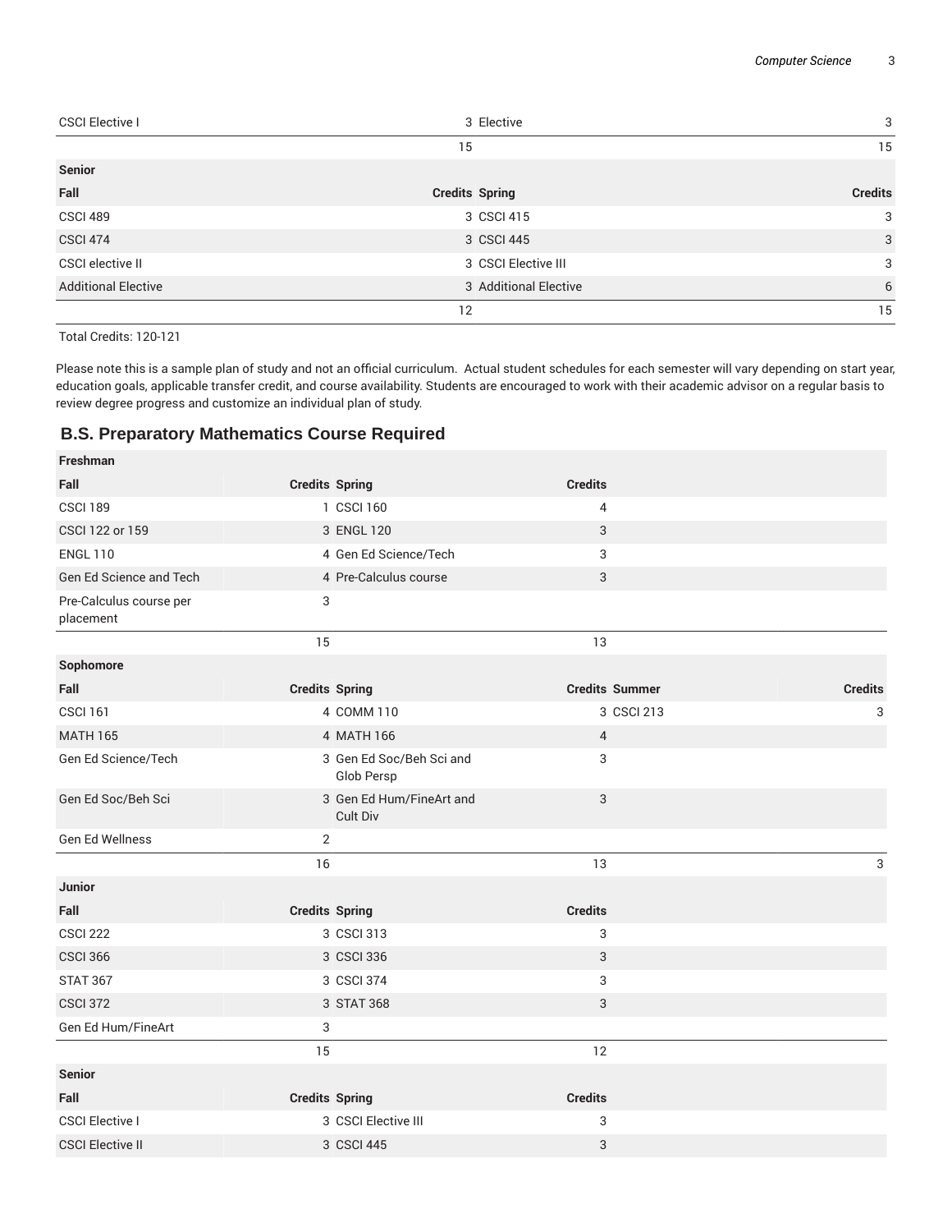| | | | |
|---|---|---|---|
| CSCI Elective I | 3 | Elective | 3 |
| | 15 | | 15 |
| **Senior** | | | |
| **Fall** | **Credits** | **Spring** | **Credits** |
| CSCI 489 | 3 | CSCI 415 | 3 |
| CSCI 474 | 3 | CSCI 445 | 3 |
| CSCI elective II | 3 | CSCI Elective III | 3 |
| Additional Elective | 3 | Additional Elective | 6 |
| | 12 | | 15 |

Total Credits: 120-121

Please note this is a sample plan of study and not an official curriculum. Actual student schedules for each semester will vary depending on start year, education goals, applicable transfer credit, and course availability. Students are encouraged to work with their academic advisor on a regular basis to review degree progress and customize an individual plan of study.

## B.S. Preparatory Mathematics Course Required

| | | | | | |
|---|---|---|---|---|---|
| **Freshman** | | | | | |
| **Fall** | **Credits** | **Spring** | **Credits** | | |
| CSCI 189 | 1 | CSCI 160 | 4 | | |
| CSCI 122 or 159 | 3 | ENGL 120 | 3 | | |
| ENGL 110 | 4 | Gen Ed Science/Tech | 3 | | |
| Gen Ed Science and Tech | 4 | Pre-Calculus course | 3 | | |
| Pre-Calculus course per placement | 3 | | | | |
| | 15 | | 13 | | |
| **Sophomore** | | | | | |
| **Fall** | **Credits** | **Spring** | **Credits** | **Summer** | **Credits** |
| CSCI 161 | 4 | COMM 110 | 3 | CSCI 213 | 3 |
| MATH 165 | 4 | MATH 166 | 4 | | |
| Gen Ed Science/Tech | 3 | Gen Ed Soc/Beh Sci and Glob Persp | 3 | | |
| Gen Ed Soc/Beh Sci | 3 | Gen Ed Hum/FineArt and Cult Div | 3 | | |
| Gen Ed Wellness | 2 | | | | |
| | 16 | | 13 | | 3 |
| **Junior** | | | | | |
| **Fall** | **Credits** | **Spring** | **Credits** | | |
| CSCI 222 | 3 | CSCI 313 | 3 | | |
| CSCI 366 | 3 | CSCI 336 | 3 | | |
| STAT 367 | 3 | CSCI 374 | 3 | | |
| CSCI 372 | 3 | STAT 368 | 3 | | |
| Gen Ed Hum/FineArt | 3 | | | | |
| | 15 | | 12 | | |
| **Senior** | | | | | |
| **Fall** | **Credits** | **Spring** | **Credits** | | |
| CSCI Elective I | 3 | CSCI Elective III | 3 | | |
| CSCI Elective II | 3 | CSCI 445 | 3 | | |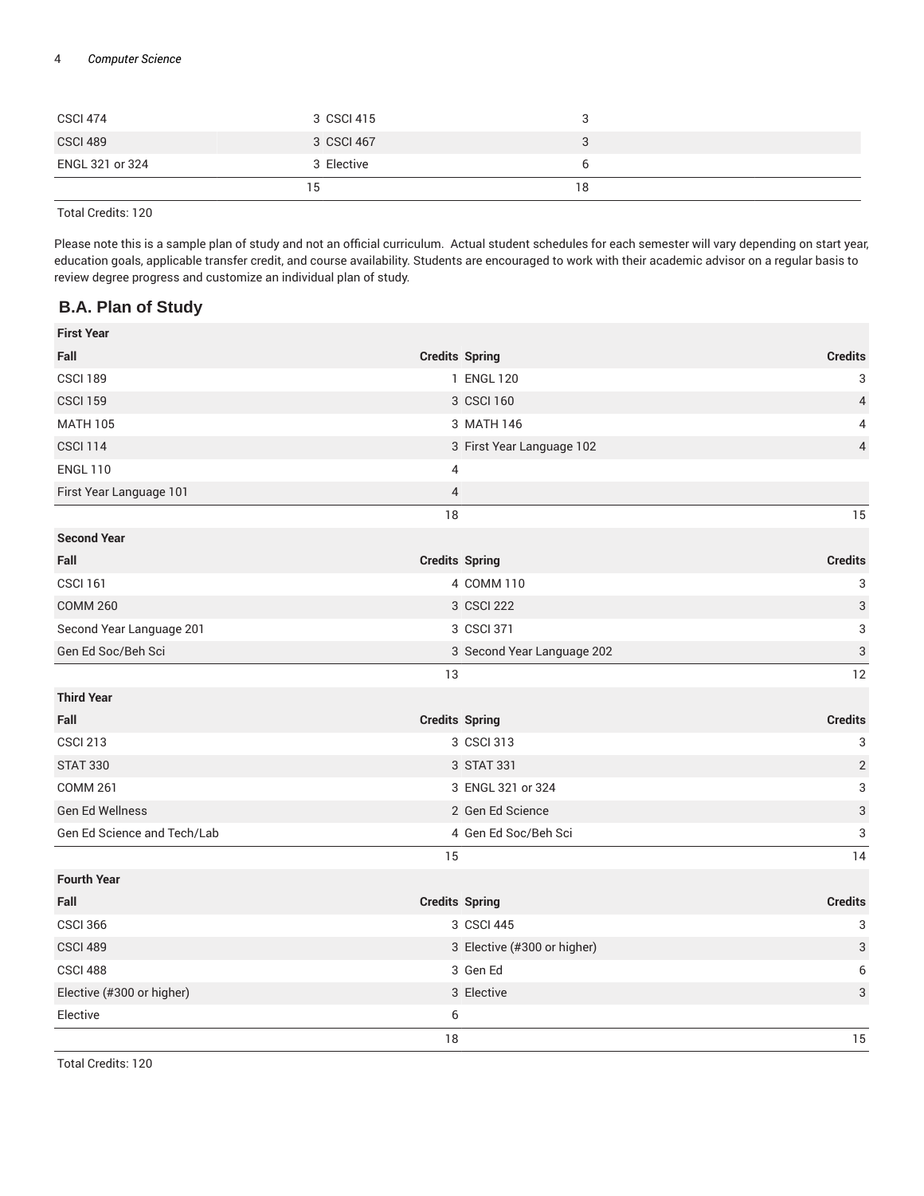| | | | |
|---|---|---|---|
| CSCI 474 | 3 | CSCI 415 | 3 |
| CSCI 489 | 3 | CSCI 467 | 3 |
| ENGL 321 or 324 | 3 | Elective | 6 |
| | 15 | | 18 |

Total Credits: 120

Please note this is a sample plan of study and not an official curriculum. Actual student schedules for each semester will vary depending on start year, education goals, applicable transfer credit, and course availability. Students are encouraged to work with their academic advisor on a regular basis to review degree progress and customize an individual plan of study.

## B.A. Plan of Study

| First Year | | | |
|---|---|---|---|
| **Fall** | **Credits** | **Spring** | **Credits** |
| CSCI 189 | 1 | ENGL 120 | 3 |
| CSCI 159 | 3 | CSCI 160 | 4 |
| MATH 105 | 3 | MATH 146 | 4 |
| CSCI 114 | 3 | First Year Language 102 | 4 |
| ENGL 110 | 4 | | |
| First Year Language 101 | 4 | | |
| | 18 | | 15 |
| **Second Year** | | | |
| **Fall** | **Credits** | **Spring** | **Credits** |
| CSCI 161 | 4 | COMM 110 | 3 |
| COMM 260 | 3 | CSCI 222 | 3 |
| Second Year Language 201 | 3 | CSCI 371 | 3 |
| Gen Ed Soc/Beh Sci | 3 | Second Year Language 202 | 3 |
| | 13 | | 12 |
| **Third Year** | | | |
| **Fall** | **Credits** | **Spring** | **Credits** |
| CSCI 213 | 3 | CSCI 313 | 3 |
| STAT 330 | 3 | STAT 331 | 2 |
| COMM 261 | 3 | ENGL 321 or 324 | 3 |
| Gen Ed Wellness | 2 | Gen Ed Science | 3 |
| Gen Ed Science and Tech/Lab | 4 | Gen Ed Soc/Beh Sci | 3 |
| | 15 | | 14 |
| **Fourth Year** | | | |
| **Fall** | **Credits** | **Spring** | **Credits** |
| CSCI 366 | 3 | CSCI 445 | 3 |
| CSCI 489 | 3 | Elective (#300 or higher) | 3 |
| CSCI 488 | 3 | Gen Ed | 6 |
| Elective (#300 or higher) | 3 | Elective | 3 |
| Elective | 6 | | |
| | 18 | | 15 |

Total Credits: 120